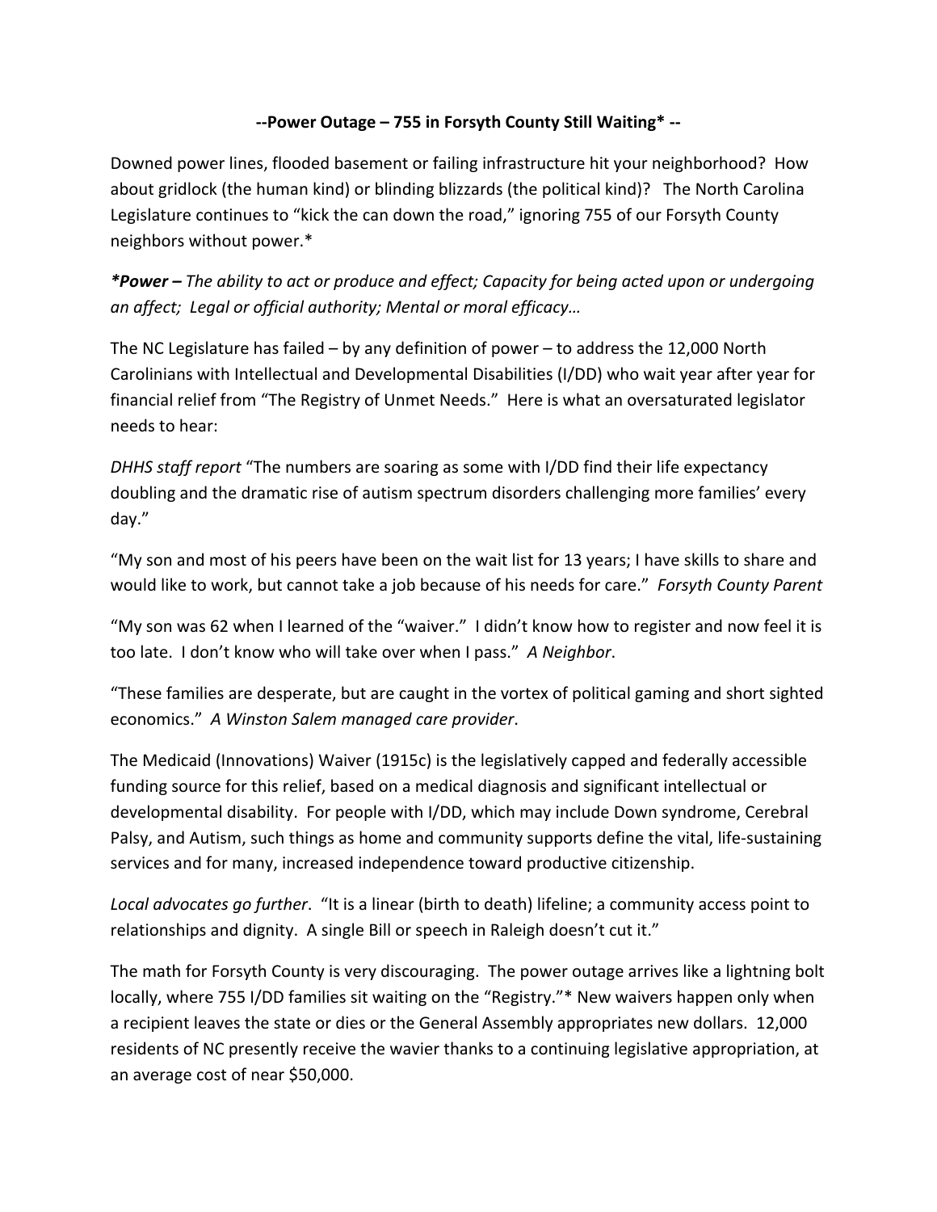**--Power Outage – 755 in Forsyth County Still Waiting* --**

Downed power lines, flooded basement or failing infrastructure hit your neighborhood? How about gridlock (the human kind) or blinding blizzards (the political kind)? The North Carolina Legislature continues to "kick the can down the road," ignoring 755 of our Forsyth County neighbors without power.*

***Power –** The ability to act or produce and effect; Capacity for being acted upon or undergoing an affect; Legal or official authority; Mental or moral efficacy…*

The NC Legislature has failed – by any definition of power – to address the 12,000 North Carolinians with Intellectual and Developmental Disabilities (I/DD) who wait year after year for financial relief from "The Registry of Unmet Needs." Here is what an oversaturated legislator needs to hear:

*DHHS staff report* "The numbers are soaring as some with I/DD find their life expectancy doubling and the dramatic rise of autism spectrum disorders challenging more families' every day."

"My son and most of his peers have been on the wait list for 13 years; I have skills to share and would like to work, but cannot take a job because of his needs for care." *Forsyth County Parent*

"My son was 62 when I learned of the "waiver." I didn't know how to register and now feel it is too late. I don't know who will take over when I pass." *A Neighbor*.

"These families are desperate, but are caught in the vortex of political gaming and short sighted economics." *A Winston Salem managed care provider*.

The Medicaid (Innovations) Waiver (1915c) is the legislatively capped and federally accessible funding source for this relief, based on a medical diagnosis and significant intellectual or developmental disability. For people with I/DD, which may include Down syndrome, Cerebral Palsy, and Autism, such things as home and community supports define the vital, life-sustaining services and for many, increased independence toward productive citizenship.

*Local advocates go further*. "It is a linear (birth to death) lifeline; a community access point to relationships and dignity. A single Bill or speech in Raleigh doesn't cut it."

The math for Forsyth County is very discouraging. The power outage arrives like a lightning bolt locally, where 755 I/DD families sit waiting on the "Registry."* New waivers happen only when a recipient leaves the state or dies or the General Assembly appropriates new dollars. 12,000 residents of NC presently receive the wavier thanks to a continuing legislative appropriation, at an average cost of near $50,000.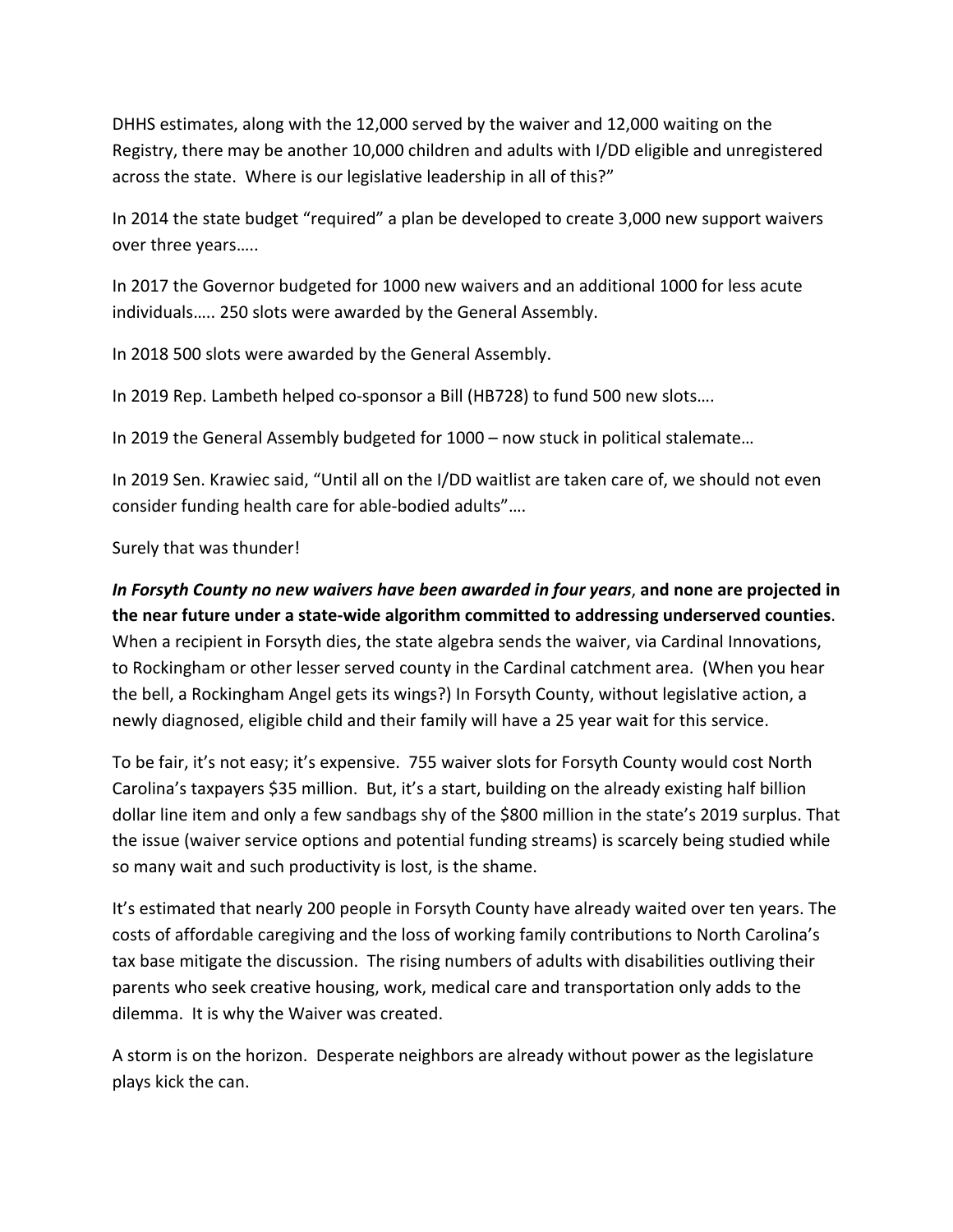DHHS estimates, along with the 12,000 served by the waiver and 12,000 waiting on the Registry, there may be another 10,000 children and adults with I/DD eligible and unregistered across the state. Where is our legislative leadership in all of this?"

In 2014 the state budget "required" a plan be developed to create 3,000 new support waivers over three years…..

In 2017 the Governor budgeted for 1000 new waivers and an additional 1000 for less acute individuals….. 250 slots were awarded by the General Assembly.

In 2018 500 slots were awarded by the General Assembly.

In 2019 Rep. Lambeth helped co-sponsor a Bill (HB728) to fund 500 new slots….

In 2019 the General Assembly budgeted for 1000 – now stuck in political stalemate…

In 2019 Sen. Krawiec said, "Until all on the I/DD waitlist are taken care of, we should not even consider funding health care for able-bodied adults"….

Surely that was thunder!

***In Forsyth County no new waivers have been awarded in four years*, and none are projected in the near future under a state-wide algorithm committed to addressing underserved counties**. When a recipient in Forsyth dies, the state algebra sends the waiver, via Cardinal Innovations, to Rockingham or other lesser served county in the Cardinal catchment area. (When you hear the bell, a Rockingham Angel gets its wings?) In Forsyth County, without legislative action, a newly diagnosed, eligible child and their family will have a 25 year wait for this service.

To be fair, it's not easy; it's expensive. 755 waiver slots for Forsyth County would cost North Carolina's taxpayers $35 million. But, it's a start, building on the already existing half billion dollar line item and only a few sandbags shy of the $800 million in the state's 2019 surplus. That the issue (waiver service options and potential funding streams) is scarcely being studied while so many wait and such productivity is lost, is the shame.

It's estimated that nearly 200 people in Forsyth County have already waited over ten years. The costs of affordable caregiving and the loss of working family contributions to North Carolina's tax base mitigate the discussion. The rising numbers of adults with disabilities outliving their parents who seek creative housing, work, medical care and transportation only adds to the dilemma. It is why the Waiver was created.

A storm is on the horizon. Desperate neighbors are already without power as the legislature plays kick the can.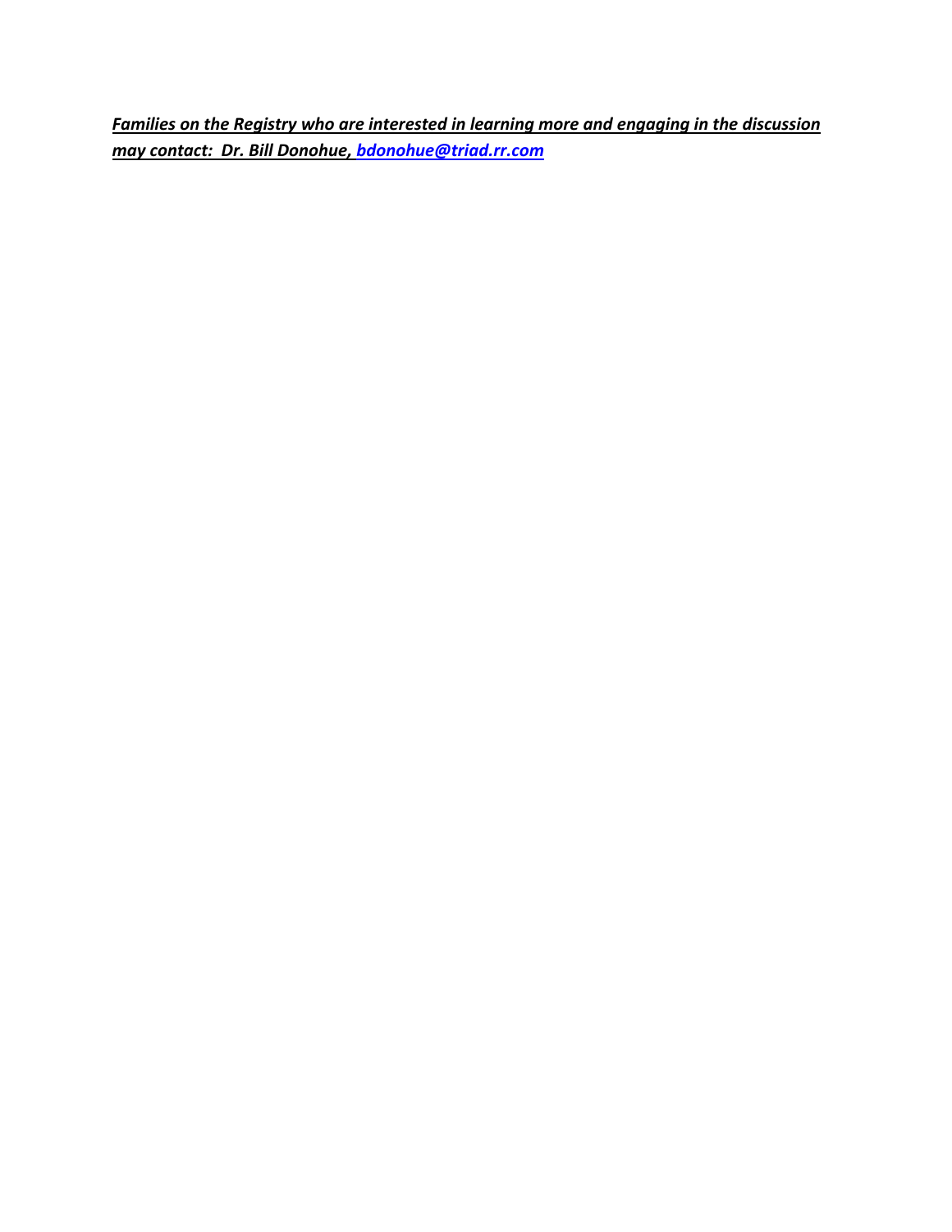***Families on the Registry who are interested in learning more and engaging in the discussion may contact: Dr. Bill Donohue, bdonohue@triad.rr.com***